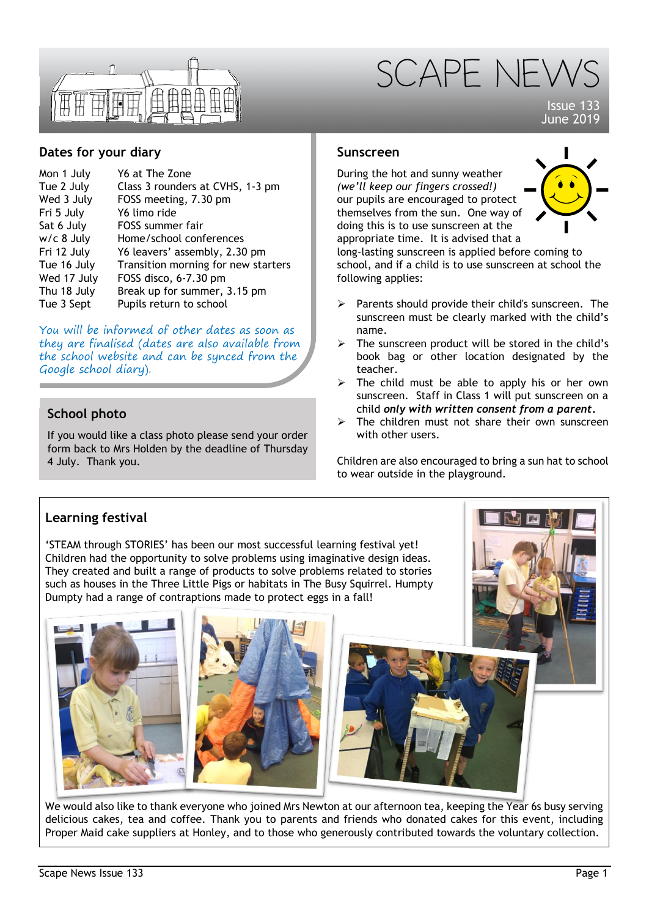# SCAPE NEWS

Issue 133
June 2019

## Dates for your diary

| | |
|---|---|
| Mon 1 July | Y6 at The Zone |
| Tue 2 July | Class 3 rounders at CVHS, 1-3 pm |
| Wed 3 July | FOSS meeting, 7.30 pm |
| Fri 5 July | Y6 limo ride |
| Sat 6 July | FOSS summer fair |
| w/c 8 July | Home/school conferences |
| Fri 12 July | Y6 leavers' assembly, 2.30 pm |
| Tue 16 July | Transition morning for new starters |
| Wed 17 July | FOSS disco, 6-7.30 pm |
| Thu 18 July | Break up for summer, 3.15 pm |
| Tue 3 Sept | Pupils return to school |

*You will be informed of other dates as soon as they are finalised (dates are also available from the school website and can be synced from the Google school diary).*

## School photo

If you would like a class photo please send your order form back to Mrs Holden by the deadline of Thursday 4 July. Thank you.

## Sunscreen

During the hot and sunny weather *(we'll keep our fingers crossed!)* our pupils are encouraged to protect themselves from the sun. One way of doing this is to use sunscreen at the appropriate time. It is advised that a long-lasting sunscreen is applied before coming to school, and if a child is to use sunscreen at school the following applies:

- Parents should provide their child's sunscreen. The sunscreen must be clearly marked with the child's name.
- The sunscreen product will be stored in the child's book bag or other location designated by the teacher.
- The child must be able to apply his or her own sunscreen. Staff in Class 1 will put sunscreen on a child ***only with written consent from a parent***.
- The children must not share their own sunscreen with other users.

Children are also encouraged to bring a sun hat to school to wear outside in the playground.

## Learning festival

'STEAM through STORIES' has been our most successful learning festival yet! Children had the opportunity to solve problems using imaginative design ideas. They created and built a range of products to solve problems related to stories such as houses in the Three Little Pigs or habitats in The Busy Squirrel. Humpty Dumpty had a range of contraptions made to protect eggs in a fall!

We would also like to thank everyone who joined Mrs Newton at our afternoon tea, keeping the Year 6s busy serving delicious cakes, tea and coffee. Thank you to parents and friends who donated cakes for this event, including Proper Maid cake suppliers at Honley, and to those who generously contributed towards the voluntary collection.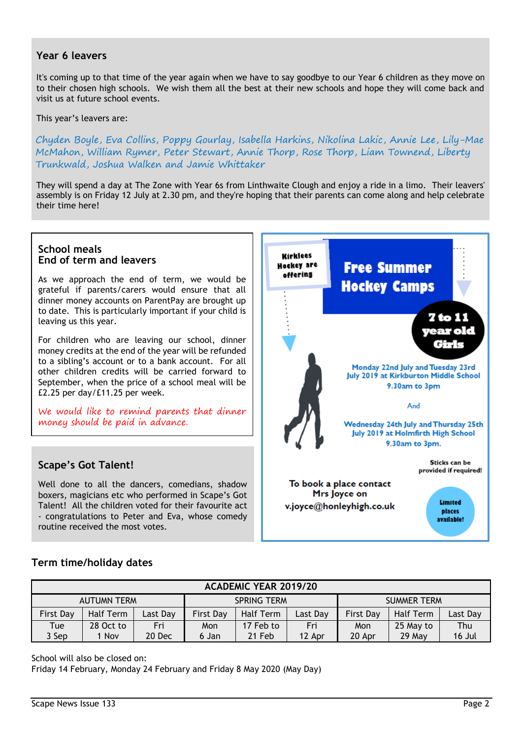## Year 6 leavers

It's coming up to that time of the year again when we have to say goodbye to our Year 6 children as they move on to their chosen high schools. We wish them all the best at their new schools and hope they will come back and visit us at future school events.

This year's leavers are:

*Chyden Boyle, Eva Collins, Poppy Gourlay, Isabella Harkins, Nikolina Lakic, Annie Lee, Lily-Mae McMahon, William Rymer, Peter Stewart, Annie Thorp, Rose Thorp, Liam Townend, Liberty Trunkwald, Joshua Walken and Jamie Whittaker*

They will spend a day at The Zone with Year 6s from Linthwaite Clough and enjoy a ride in a limo. Their leavers' assembly is on Friday 12 July at 2.30 pm, and they're hoping that their parents can come along and help celebrate their time here!

## School meals
## End of term and leavers

As we approach the end of term, we would be grateful if parents/carers would ensure that all dinner money accounts on ParentPay are brought up to date. This is particularly important if your child is leaving us this year.

For children who are leaving our school, dinner money credits at the end of the year will be refunded to a sibling's account or to a bank account. For all other children credits will be carried forward to September, when the price of a school meal will be £2.25 per day/£11.25 per week.

*We would like to remind parents that dinner money should be paid in advance.*

## Scape's Got Talent!

Well done to all the dancers, comedians, shadow boxers, magicians etc who performed in Scape's Got Talent! All the children voted for their favourite act - congratulations to Peter and Eva, whose comedy routine received the most votes.

**Kirklees Hockey are offering**

# Free Summer Hockey Camps

**7 to 11 year old Girls**

Monday 22nd July and Tuesday 23rd July 2019 at Kirkburton Middle School
9.30am to 3pm

And

Wednesday 24th July and Thursday 25th July 2019 at Holmfirth High School
9.30am to 3pm.

Sticks can be provided if required!

To book a place contact Mrs Joyce on v.joyce@honleyhigh.co.uk

**Limited places available!**

## Term time/holiday dates

| ACADEMIC YEAR 2019/20 | | | | | | | | |
|---|---|---|---|---|---|---|---|---|
| AUTUMN TERM | | | SPRING TERM | | | SUMMER TERM | | |
| First Day | Half Term | Last Day | First Day | Half Term | Last Day | First Day | Half Term | Last Day |
| Tue 3 Sep | 28 Oct to 1 Nov | Fri 20 Dec | Mon 6 Jan | 17 Feb to 21 Feb | Fri 12 Apr | Mon 20 Apr | 25 May to 29 May | Thu 16 Jul |

School will also be closed on:
Friday 14 February, Monday 24 February and Friday 8 May 2020 (May Day)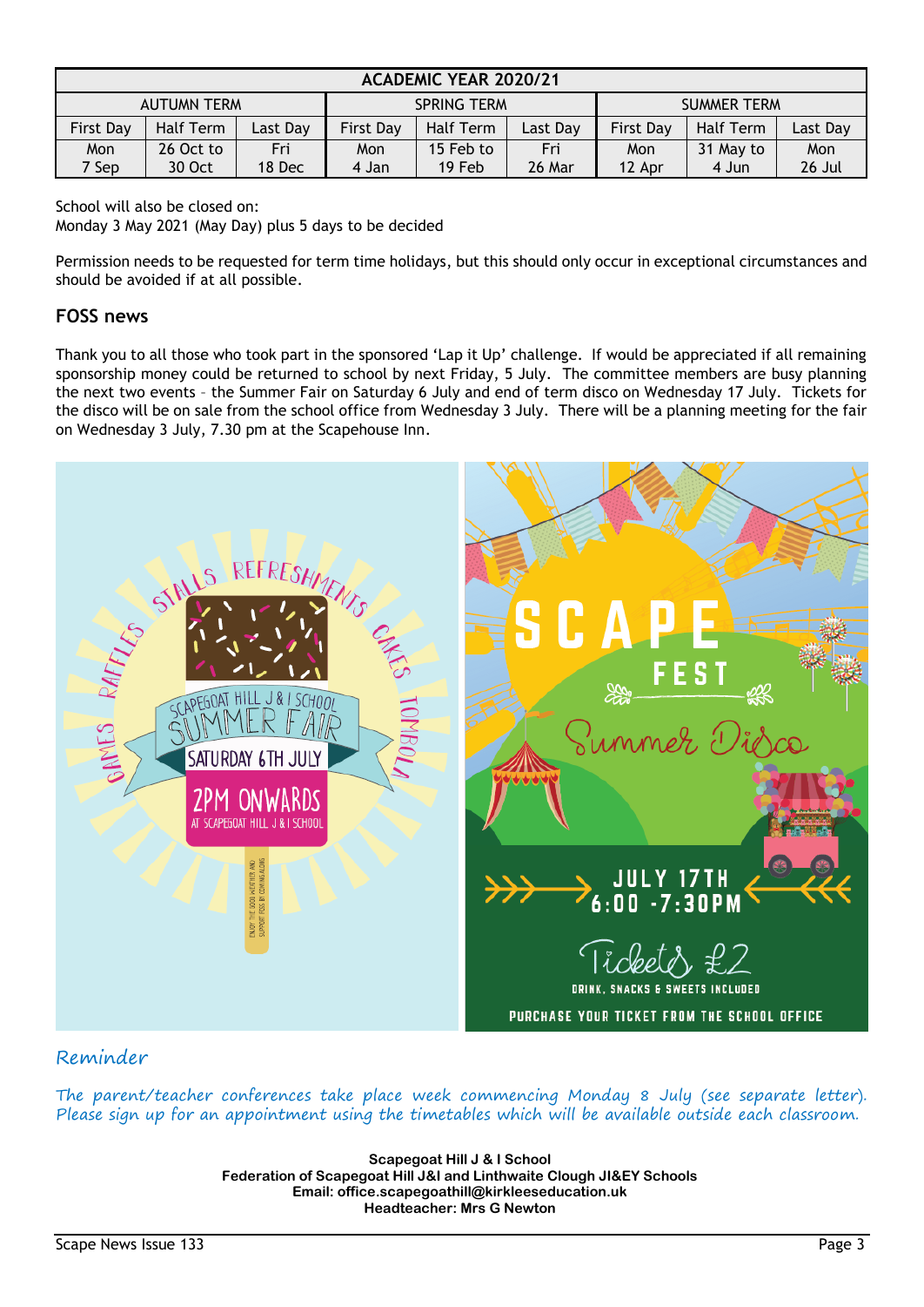| ACADEMIC YEAR 2020/21 | | | | | | | | |
|---|---|---|---|---|---|---|---|---|
| AUTUMN TERM | | | SPRING TERM | | | SUMMER TERM | | |
| First Day | Half Term | Last Day | First Day | Half Term | Last Day | First Day | Half Term | Last Day |
| Mon 7 Sep | 26 Oct to 30 Oct | Fri 18 Dec | Mon 4 Jan | 15 Feb to 19 Feb | Fri 26 Mar | Mon 12 Apr | 31 May to 4 Jun | Mon 26 Jul |

School will also be closed on:
Monday 3 May 2021 (May Day) plus 5 days to be decided

Permission needs to be requested for term time holidays, but this should only occur in exceptional circumstances and should be avoided if at all possible.

## FOSS news

Thank you to all those who took part in the sponsored 'Lap it Up' challenge. If would be appreciated if all remaining sponsorship money could be returned to school by next Friday, 5 July. The committee members are busy planning the next two events – the Summer Fair on Saturday 6 July and end of term disco on Wednesday 17 July. Tickets for the disco will be on sale from the school office from Wednesday 3 July. There will be a planning meeting for the fair on Wednesday 3 July, 7.30 pm at the Scapehouse Inn.

STALLS REFRESHMENTS CAKES TOMBOLA GAMES RAFFLES

SCAPEGOAT HILL J & I SCHOOL SUMMER FAIR

SATURDAY 6TH JULY

2PM ONWARDS AT SCAPEGOAT HILL J & I SCHOOL

ENJOY THE GOOD WEATHER AND SUPPORT FOSS BY COMING ALONG

SCAPE FEST

Summer Disco

JULY 17TH 6:00 -7:30PM

Tickets £2

DRINK, SNACKS & SWEETS INCLUDED

PURCHASE YOUR TICKET FROM THE SCHOOL OFFICE

## Reminder

*The parent/teacher conferences take place week commencing Monday 8 July (see separate letter). Please sign up for an appointment using the timetables which will be available outside each classroom.*

**Scapegoat Hill J & I School**
**Federation of Scapegoat Hill J&I and Linthwaite Clough JI&EY Schools**
**Email: office.scapegoathill@kirkleeseducation.uk**
**Headteacher: Mrs G Newton**